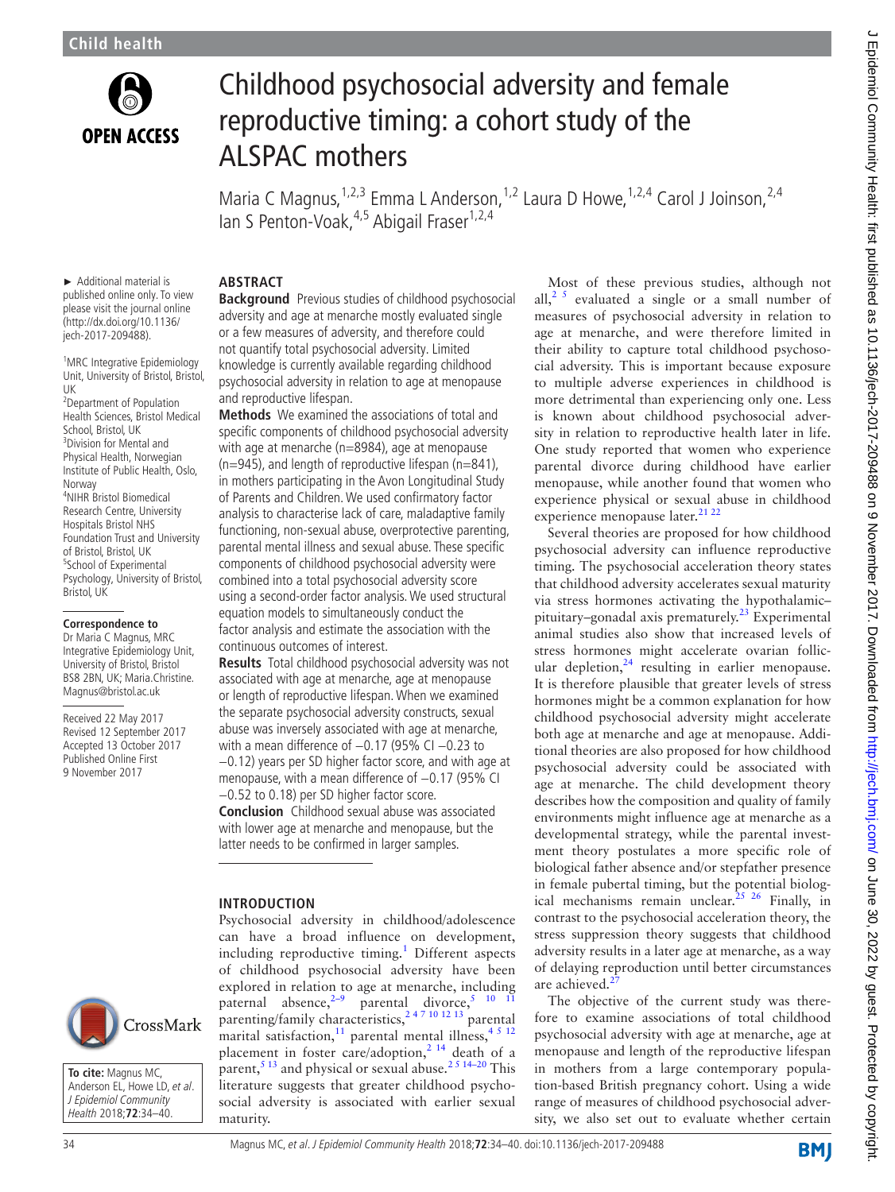# Childhood psychosocial adversity and female reproductive timing: a cohort study of the ALSPAC mothers

Maria C Magnus,[1,2,3] Emma L Anderson,[1,2] Laura D Howe,[1,2,4] Carol J Joinson,[2,4] Ian S Penton-Voak,[4,5] Abigail Fraser[1,2,4]

► Additional material is published online only. To view please visit the journal online (http://dx.doi.org/10.1136/jech-2017-209488).

[1]MRC Integrative Epidemiology Unit, University of Bristol, Bristol, UK
[2]Department of Population Health Sciences, Bristol Medical School, Bristol, UK
[3]Division for Mental and Physical Health, Norwegian Institute of Public Health, Oslo, Norway
[4]NIHR Bristol Biomedical Research Centre, University Hospitals Bristol NHS Foundation Trust and University of Bristol, Bristol, UK
[5]School of Experimental Psychology, University of Bristol, Bristol, UK

**Correspondence to**
Dr Maria C Magnus, MRC Integrative Epidemiology Unit, University of Bristol, Bristol BS8 2BN, UK; Maria.Christine.Magnus@bristol.ac.uk

Received 22 May 2017
Revised 12 September 2017
Accepted 13 October 2017
Published Online First 9 November 2017

**To cite:** Magnus MC, Anderson EL, Howe LD, et al. *J Epidemiol Community Health* 2018;**72**:34–40.

## ABSTRACT

**Background** Previous studies of childhood psychosocial adversity and age at menarche mostly evaluated single or a few measures of adversity, and therefore could not quantify total psychosocial adversity. Limited knowledge is currently available regarding childhood psychosocial adversity in relation to age at menopause and reproductive lifespan.

**Methods** We examined the associations of total and specific components of childhood psychosocial adversity with age at menarche (n=8984), age at menopause (n=945), and length of reproductive lifespan (n=841), in mothers participating in the Avon Longitudinal Study of Parents and Children. We used confirmatory factor analysis to characterise lack of care, maladaptive family functioning, non-sexual abuse, overprotective parenting, parental mental illness and sexual abuse. These specific components of childhood psychosocial adversity were combined into a total psychosocial adversity score using a second-order factor analysis. We used structural equation models to simultaneously conduct the factor analysis and estimate the association with the continuous outcomes of interest.

**Results** Total childhood psychosocial adversity was not associated with age at menarche, age at menopause or length of reproductive lifespan. When we examined the separate psychosocial adversity constructs, sexual abuse was inversely associated with age at menarche, with a mean difference of −0.17 (95% CI −0.23 to −0.12) years per SD higher factor score, and with age at menopause, with a mean difference of −0.17 (95% CI −0.52 to 0.18) per SD higher factor score.

**Conclusion** Childhood sexual abuse was associated with lower age at menarche and menopause, but the latter needs to be confirmed in larger samples.

## INTRODUCTION

Psychosocial adversity in childhood/adolescence can have a broad influence on development, including reproductive timing.[1] Different aspects of childhood psychosocial adversity have been explored in relation to age at menarche, including paternal absence,[2–9] parental divorce,[5 10 11] parenting/family characteristics,[2 4 7 10 12 13] parental marital satisfaction,[11] parental mental illness,[4 5 12] placement in foster care/adoption,[2 14] death of a parent,[5 13] and physical or sexual abuse.[2 5 14–20] This literature suggests that greater childhood psychosocial adversity is associated with earlier sexual maturity.

Most of these previous studies, although not all,[2 5] evaluated a single or a small number of measures of psychosocial adversity in relation to age at menarche, and were therefore limited in their ability to capture total childhood psychosocial adversity. This is important because exposure to multiple adverse experiences in childhood is more detrimental than experiencing only one. Less is known about childhood psychosocial adversity in relation to reproductive health later in life. One study reported that women who experience parental divorce during childhood have earlier menopause, while another found that women who experience physical or sexual abuse in childhood experience menopause later.[21 22]

Several theories are proposed for how childhood psychosocial adversity can influence reproductive timing. The psychosocial acceleration theory states that childhood adversity accelerates sexual maturity via stress hormones activating the hypothalamic–pituitary–gonadal axis prematurely.[23] Experimental animal studies also show that increased levels of stress hormones might accelerate ovarian follicular depletion,[24] resulting in earlier menopause. It is therefore plausible that greater levels of stress hormones might be a common explanation for how childhood psychosocial adversity might accelerate both age at menarche and age at menopause. Additional theories are also proposed for how childhood psychosocial adversity could be associated with age at menarche. The child development theory describes how the composition and quality of family environments might influence age at menarche as a developmental strategy, while the parental investment theory postulates a more specific role of biological father absence and/or stepfather presence in female pubertal timing, but the potential biological mechanisms remain unclear.[25 26] Finally, in contrast to the psychosocial acceleration theory, the stress suppression theory suggests that childhood adversity results in a later age at menarche, as a way of delaying reproduction until better circumstances are achieved.[27]

The objective of the current study was therefore to examine associations of total childhood psychosocial adversity with age at menarche, age at menopause and length of the reproductive lifespan in mothers from a large contemporary population-based British pregnancy cohort. Using a wide range of measures of childhood psychosocial adversity, we also set out to evaluate whether certain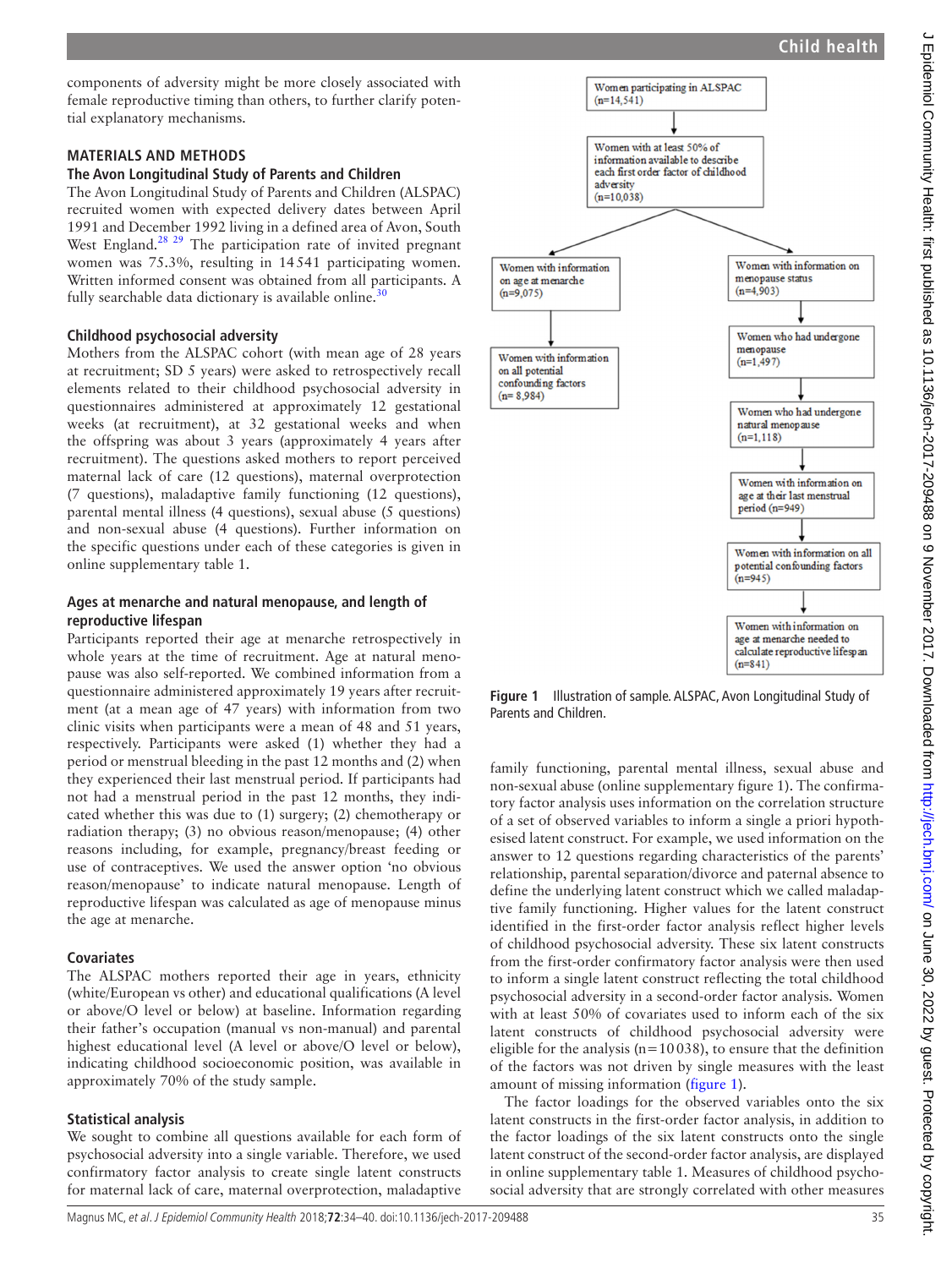components of adversity might be more closely associated with female reproductive timing than others, to further clarify potential explanatory mechanisms.

## MATERIALS AND METHODS

### The Avon Longitudinal Study of Parents and Children

The Avon Longitudinal Study of Parents and Children (ALSPAC) recruited women with expected delivery dates between April 1991 and December 1992 living in a defined area of Avon, South West England.[28 29] The participation rate of invited pregnant women was 75.3%, resulting in 14 541 participating women. Written informed consent was obtained from all participants. A fully searchable data dictionary is available online.[30]

### Childhood psychosocial adversity

Mothers from the ALSPAC cohort (with mean age of 28 years at recruitment; SD 5 years) were asked to retrospectively recall elements related to their childhood psychosocial adversity in questionnaires administered at approximately 12 gestational weeks (at recruitment), at 32 gestational weeks and when the offspring was about 3 years (approximately 4 years after recruitment). The questions asked mothers to report perceived maternal lack of care (12 questions), maternal overprotection (7 questions), maladaptive family functioning (12 questions), parental mental illness (4 questions), sexual abuse (5 questions) and non-sexual abuse (4 questions). Further information on the specific questions under each of these categories is given in online supplementary table 1.

### Ages at menarche and natural menopause, and length of reproductive lifespan

Participants reported their age at menarche retrospectively in whole years at the time of recruitment. Age at natural menopause was also self-reported. We combined information from a questionnaire administered approximately 19 years after recruitment (at a mean age of 47 years) with information from two clinic visits when participants were a mean of 48 and 51 years, respectively. Participants were asked (1) whether they had a period or menstrual bleeding in the past 12 months and (2) when they experienced their last menstrual period. If participants had not had a menstrual period in the past 12 months, they indicated whether this was due to (1) surgery; (2) chemotherapy or radiation therapy; (3) no obvious reason/menopause; (4) other reasons including, for example, pregnancy/breast feeding or use of contraceptives. We used the answer option 'no obvious reason/menopause' to indicate natural menopause. Length of reproductive lifespan was calculated as age of menopause minus the age at menarche.

### Covariates

The ALSPAC mothers reported their age in years, ethnicity (white/European vs other) and educational qualifications (A level or above/O level or below) at baseline. Information regarding their father's occupation (manual vs non-manual) and parental highest educational level (A level or above/O level or below), indicating childhood socioeconomic position, was available in approximately 70% of the study sample.

### Statistical analysis

We sought to combine all questions available for each form of psychosocial adversity into a single variable. Therefore, we used confirmatory factor analysis to create single latent constructs for maternal lack of care, maternal overprotection, maladaptive family functioning, parental mental illness, sexual abuse and non-sexual abuse (online supplementary figure 1). The confirmatory factor analysis uses information on the correlation structure of a set of observed variables to inform a single a priori hypothesised latent construct. For example, we used information on the answer to 12 questions regarding characteristics of the parents' relationship, parental separation/divorce and paternal absence to define the underlying latent construct which we called maladaptive family functioning. Higher values for the latent construct identified in the first-order factor analysis reflect higher levels of childhood psychosocial adversity. These six latent constructs from the first-order confirmatory factor analysis were then used to inform a single latent construct reflecting the total childhood psychosocial adversity in a second-order factor analysis. Women with at least 50% of covariates used to inform each of the six latent constructs of childhood psychosocial adversity were eligible for the analysis (n=10 038), to ensure that the definition of the factors was not driven by single measures with the least amount of missing information (figure 1).

- Women participating in ALSPAC (n=14,541)
- Women with at least 50% of information available to describe each first order factor of childhood adversity (n=10,038)
  - Women with information on age at menarche (n=9,075)
    - Women with information on all potential confounding factors (n= 8,984)
  - Women with information on menopause status (n=4,903)
    - Women who had undergone menopause (n=1,497)
    - Women who had undergone natural menopause (n=1,118)
    - Women with information on age at their last menstrual period (n=949)
    - Women with information on all potential confounding factors (n=945)
    - Women with information on age at menarche needed to calculate reproductive lifespan (n=841)

**Figure 1** Illustration of sample. ALSPAC, Avon Longitudinal Study of Parents and Children.

The factor loadings for the observed variables onto the six latent constructs in the first-order factor analysis, in addition to the factor loadings of the six latent constructs onto the single latent construct of the second-order factor analysis, are displayed in online supplementary table 1. Measures of childhood psychosocial adversity that are strongly correlated with other measures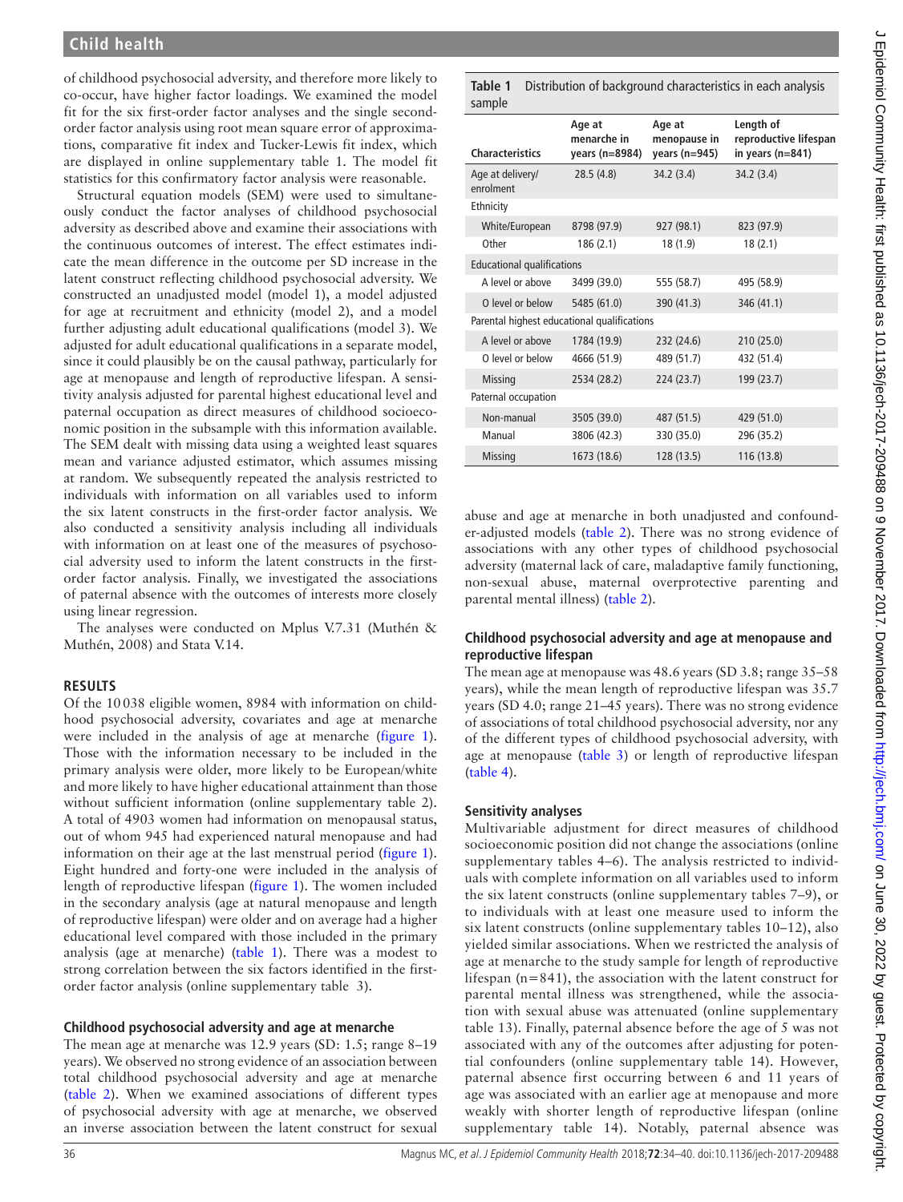of childhood psychosocial adversity, and therefore more likely to co-occur, have higher factor loadings. We examined the model fit for the six first-order factor analyses and the single second-order factor analysis using root mean square error of approximations, comparative fit index and Tucker-Lewis fit index, which are displayed in online supplementary table 1. The model fit statistics for this confirmatory factor analysis were reasonable.

Structural equation models (SEM) were used to simultaneously conduct the factor analyses of childhood psychosocial adversity as described above and examine their associations with the continuous outcomes of interest. The effect estimates indicate the mean difference in the outcome per SD increase in the latent construct reflecting childhood psychosocial adversity. We constructed an unadjusted model (model 1), a model adjusted for age at recruitment and ethnicity (model 2), and a model further adjusting adult educational qualifications (model 3). We adjusted for adult educational qualifications in a separate model, since it could plausibly be on the causal pathway, particularly for age at menopause and length of reproductive lifespan. A sensitivity analysis adjusted for parental highest educational level and paternal occupation as direct measures of childhood socioeconomic position in the subsample with this information available. The SEM dealt with missing data using a weighted least squares mean and variance adjusted estimator, which assumes missing at random. We subsequently repeated the analysis restricted to individuals with information on all variables used to inform the six latent constructs in the first-order factor analysis. We also conducted a sensitivity analysis including all individuals with information on at least one of the measures of psychosocial adversity used to inform the latent constructs in the first-order factor analysis. Finally, we investigated the associations of paternal absence with the outcomes of interests more closely using linear regression.

The analyses were conducted on Mplus V.7.31 (Muthén & Muthén, 2008) and Stata V.14.

## RESULTS

Of the 10 038 eligible women, 8984 with information on childhood psychosocial adversity, covariates and age at menarche were included in the analysis of age at menarche (figure 1). Those with the information necessary to be included in the primary analysis were older, more likely to be European/white and more likely to have higher educational attainment than those without sufficient information (online supplementary table 2). A total of 4903 women had information on menopausal status, out of whom 945 had experienced natural menopause and had information on their age at the last menstrual period (figure 1). Eight hundred and forty-one were included in the analysis of length of reproductive lifespan (figure 1). The women included in the secondary analysis (age at natural menopause and length of reproductive lifespan) were older and on average had a higher educational level compared with those included in the primary analysis (age at menarche) (table 1). There was a modest to strong correlation between the six factors identified in the first-order factor analysis (online supplementary table 3).

**Table 1** Distribution of background characteristics in each analysis sample

| Characteristics | Age at menarche in years (n=8984) | Age at menopause in years (n=945) | Length of reproductive lifespan in years (n=841) |
|---|---|---|---|
| Age at delivery/enrolment | 28.5 (4.8) | 34.2 (3.4) | 34.2 (3.4) |
| Ethnicity | | | |
| White/European | 8798 (97.9) | 927 (98.1) | 823 (97.9) |
| Other | 186 (2.1) | 18 (1.9) | 18 (2.1) |
| Educational qualifications | | | |
| A level or above | 3499 (39.0) | 555 (58.7) | 495 (58.9) |
| O level or below | 5485 (61.0) | 390 (41.3) | 346 (41.1) |
| Parental highest educational qualifications | | | |
| A level or above | 1784 (19.9) | 232 (24.6) | 210 (25.0) |
| O level or below | 4666 (51.9) | 489 (51.7) | 432 (51.4) |
| Missing | 2534 (28.2) | 224 (23.7) | 199 (23.7) |
| Paternal occupation | | | |
| Non-manual | 3505 (39.0) | 487 (51.5) | 429 (51.0) |
| Manual | 3806 (42.3) | 330 (35.0) | 296 (35.2) |
| Missing | 1673 (18.6) | 128 (13.5) | 116 (13.8) |

### Childhood psychosocial adversity and age at menarche

The mean age at menarche was 12.9 years (SD: 1.5; range 8–19 years). We observed no strong evidence of an association between total childhood psychosocial adversity and age at menarche (table 2). When we examined associations of different types of psychosocial adversity with age at menarche, we observed an inverse association between the latent construct for sexual abuse and age at menarche in both unadjusted and confounder-adjusted models (table 2). There was no strong evidence of associations with any other types of childhood psychosocial adversity (maternal lack of care, maladaptive family functioning, non-sexual abuse, maternal overprotective parenting and parental mental illness) (table 2).

### Childhood psychosocial adversity and age at menopause and reproductive lifespan

The mean age at menopause was 48.6 years (SD 3.8; range 35–58 years), while the mean length of reproductive lifespan was 35.7 years (SD 4.0; range 21–45 years). There was no strong evidence of associations of total childhood psychosocial adversity, nor any of the different types of childhood psychosocial adversity, with age at menopause (table 3) or length of reproductive lifespan (table 4).

### Sensitivity analyses

Multivariable adjustment for direct measures of childhood socioeconomic position did not change the associations (online supplementary tables 4–6). The analysis restricted to individuals with complete information on all variables used to inform the six latent constructs (online supplementary tables 7–9), or to individuals with at least one measure used to inform the six latent constructs (online supplementary tables 10–12), also yielded similar associations. When we restricted the analysis of age at menarche to the study sample for length of reproductive lifespan (n=841), the association with the latent construct for parental mental illness was strengthened, while the association with sexual abuse was attenuated (online supplementary table 13). Finally, paternal absence before the age of 5 was not associated with any of the outcomes after adjusting for potential confounders (online supplementary table 14). However, paternal absence first occurring between 6 and 11 years of age was associated with an earlier age at menopause and more weakly with shorter length of reproductive lifespan (online supplementary table 14). Notably, paternal absence was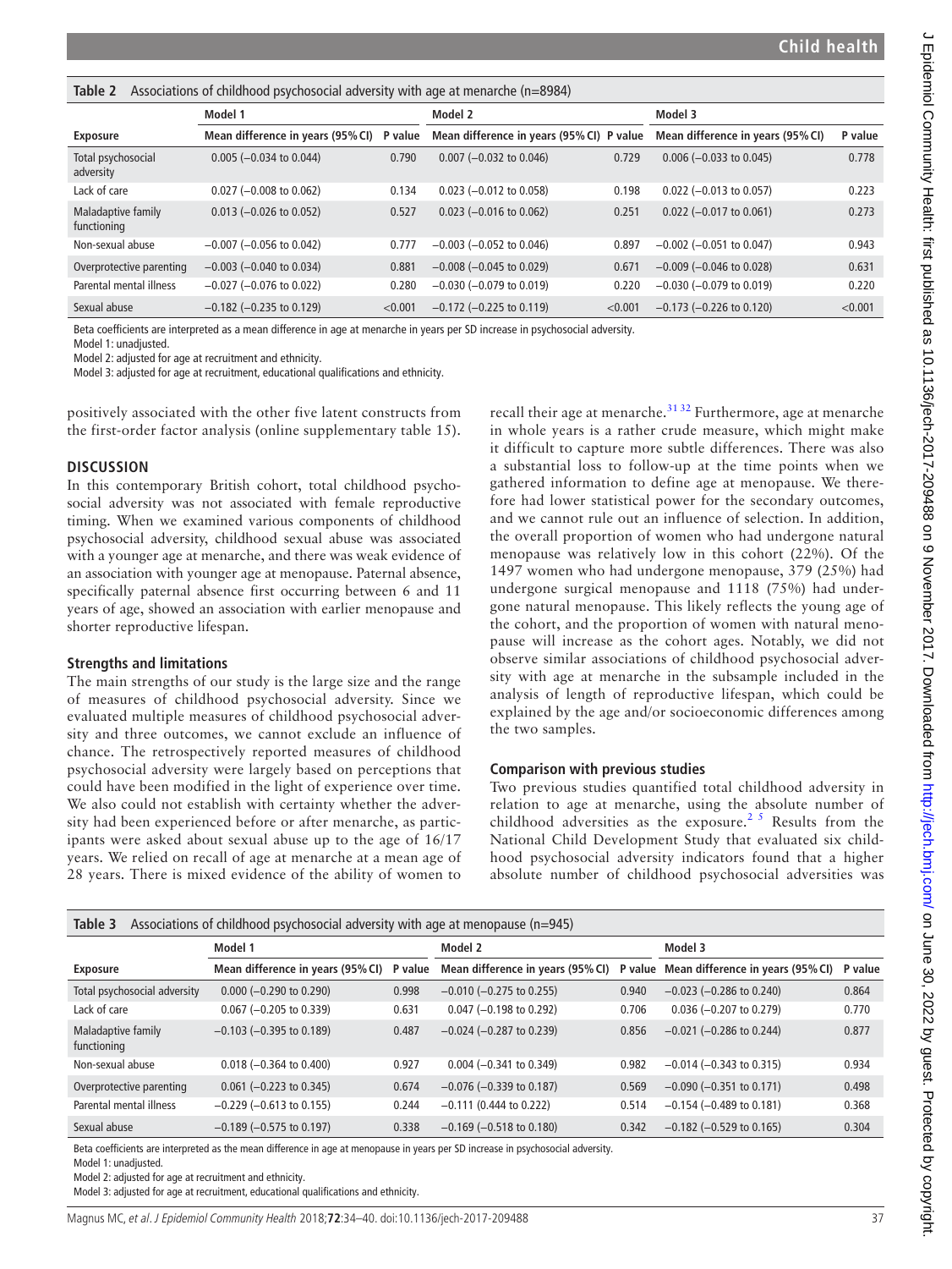**Table 2** Associations of childhood psychosocial adversity with age at menarche (n=8984)

| | Model 1 | | Model 2 | | Model 3 | |
|---|---|---|---|---|---|---|
| **Exposure** | **Mean difference in years (95% CI)** | **P value** | **Mean difference in years (95% CI)** | **P value** | **Mean difference in years (95% CI)** | **P value** |
| Total psychosocial adversity | 0.005 (−0.034 to 0.044) | 0.790 | 0.007 (−0.032 to 0.046) | 0.729 | 0.006 (−0.033 to 0.045) | 0.778 |
| Lack of care | 0.027 (−0.008 to 0.062) | 0.134 | 0.023 (−0.012 to 0.058) | 0.198 | 0.022 (−0.013 to 0.057) | 0.223 |
| Maladaptive family functioning | 0.013 (−0.026 to 0.052) | 0.527 | 0.023 (−0.016 to 0.062) | 0.251 | 0.022 (−0.017 to 0.061) | 0.273 |
| Non-sexual abuse | −0.007 (−0.056 to 0.042) | 0.777 | −0.003 (−0.052 to 0.046) | 0.897 | −0.002 (−0.051 to 0.047) | 0.943 |
| Overprotective parenting | −0.003 (−0.040 to 0.034) | 0.881 | −0.008 (−0.045 to 0.029) | 0.671 | −0.009 (−0.046 to 0.028) | 0.631 |
| Parental mental illness | −0.027 (−0.076 to 0.022) | 0.280 | −0.030 (−0.079 to 0.019) | 0.220 | −0.030 (−0.079 to 0.019) | 0.220 |
| Sexual abuse | −0.182 (−0.235 to 0.129) | <0.001 | −0.172 (−0.225 to 0.119) | <0.001 | −0.173 (−0.226 to 0.120) | <0.001 |

Beta coefficients are interpreted as a mean difference in age at menarche in years per SD increase in psychosocial adversity.
Model 1: unadjusted.
Model 2: adjusted for age at recruitment and ethnicity.
Model 3: adjusted for age at recruitment, educational qualifications and ethnicity.

positively associated with the other five latent constructs from the first-order factor analysis (online supplementary table 15).

## DISCUSSION

In this contemporary British cohort, total childhood psychosocial adversity was not associated with female reproductive timing. When we examined various components of childhood psychosocial adversity, childhood sexual abuse was associated with a younger age at menarche, and there was weak evidence of an association with younger age at menopause. Paternal absence, specifically paternal absence first occurring between 6 and 11 years of age, showed an association with earlier menopause and shorter reproductive lifespan.

### Strengths and limitations

The main strengths of our study is the large size and the range of measures of childhood psychosocial adversity. Since we evaluated multiple measures of childhood psychosocial adversity and three outcomes, we cannot exclude an influence of chance. The retrospectively reported measures of childhood psychosocial adversity were largely based on perceptions that could have been modified in the light of experience over time. We also could not establish with certainty whether the adversity had been experienced before or after menarche, as participants were asked about sexual abuse up to the age of 16/17 years. We relied on recall of age at menarche at a mean age of 28 years. There is mixed evidence of the ability of women to recall their age at menarche.[31,32] Furthermore, age at menarche in whole years is a rather crude measure, which might make it difficult to capture more subtle differences. There was also a substantial loss to follow-up at the time points when we gathered information to define age at menopause. We therefore had lower statistical power for the secondary outcomes, and we cannot rule out an influence of selection. In addition, the overall proportion of women who had undergone natural menopause was relatively low in this cohort (22%). Of the 1497 women who had undergone menopause, 379 (25%) had undergone surgical menopause and 1118 (75%) had undergone natural menopause. This likely reflects the young age of the cohort, and the proportion of women with natural menopause will increase as the cohort ages. Notably, we did not observe similar associations of childhood psychosocial adversity with age at menarche in the subsample included in the analysis of length of reproductive lifespan, which could be explained by the age and/or socioeconomic differences among the two samples.

### Comparison with previous studies

Two previous studies quantified total childhood adversity in relation to age at menarche, using the absolute number of childhood adversities as the exposure.[2,5] Results from the National Child Development Study that evaluated six childhood psychosocial adversity indicators found that a higher absolute number of childhood psychosocial adversities was

**Table 3** Associations of childhood psychosocial adversity with age at menopause (n=945)

| | Model 1 | | Model 2 | | Model 3 | |
|---|---|---|---|---|---|---|
| **Exposure** | **Mean difference in years (95% CI)** | **P value** | **Mean difference in years (95% CI)** | **P value** | **Mean difference in years (95% CI)** | **P value** |
| Total psychosocial adversity | 0.000 (−0.290 to 0.290) | 0.998 | −0.010 (−0.275 to 0.255) | 0.940 | −0.023 (−0.286 to 0.240) | 0.864 |
| Lack of care | 0.067 (−0.205 to 0.339) | 0.631 | 0.047 (−0.198 to 0.292) | 0.706 | 0.036 (−0.207 to 0.279) | 0.770 |
| Maladaptive family functioning | −0.103 (−0.395 to 0.189) | 0.487 | −0.024 (−0.287 to 0.239) | 0.856 | −0.021 (−0.286 to 0.244) | 0.877 |
| Non-sexual abuse | 0.018 (−0.364 to 0.400) | 0.927 | 0.004 (−0.341 to 0.349) | 0.982 | −0.014 (−0.343 to 0.315) | 0.934 |
| Overprotective parenting | 0.061 (−0.223 to 0.345) | 0.674 | −0.076 (−0.339 to 0.187) | 0.569 | −0.090 (−0.351 to 0.171) | 0.498 |
| Parental mental illness | −0.229 (−0.613 to 0.155) | 0.244 | −0.111 (0.444 to 0.222) | 0.514 | −0.154 (−0.489 to 0.181) | 0.368 |
| Sexual abuse | −0.189 (−0.575 to 0.197) | 0.338 | −0.169 (−0.518 to 0.180) | 0.342 | −0.182 (−0.529 to 0.165) | 0.304 |

Beta coefficients are interpreted as the mean difference in age at menopause in years per SD increase in psychosocial adversity.
Model 1: unadjusted.
Model 2: adjusted for age at recruitment and ethnicity.
Model 3: adjusted for age at recruitment, educational qualifications and ethnicity.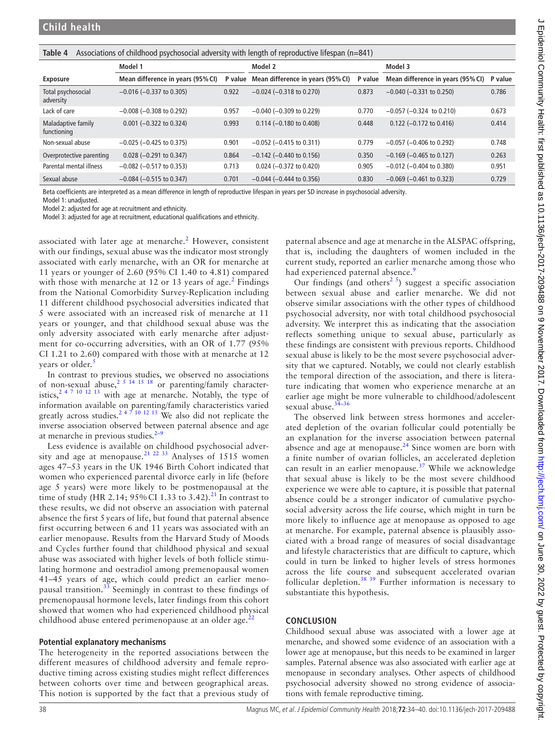**Table 4** Associations of childhood psychosocial adversity with length of reproductive lifespan (n=841)

| | Model 1 | | Model 2 | | Model 3 | |
|---|---|---|---|---|---|---|
| Exposure | Mean difference in years (95% CI) | P value | Mean difference in years (95% CI) | P value | Mean difference in years (95% CI) | P value |
| Total psychosocial adversity | −0.016 (−0.337 to 0.305) | 0.922 | −0.024 (−0.318 to 0.270) | 0.873 | −0.040 (−0.331 to 0.250) | 0.786 |
| Lack of care | −0.008 (−0.308 to 0.292) | 0.957 | −0.040 (−0.309 to 0.229) | 0.770 | −0.057 (−0.324 to 0.210) | 0.673 |
| Maladaptive family functioning | 0.001 (−0.322 to 0.324) | 0.993 | 0.114 (−0.180 to 0.408) | 0.448 | 0.122 (−0.172 to 0.416) | 0.414 |
| Non-sexual abuse | −0.025 (−0.425 to 0.375) | 0.901 | −0.052 (−0.415 to 0.311) | 0.779 | −0.057 (−0.406 to 0.292) | 0.748 |
| Overprotective parenting | 0.028 (−0.291 to 0.347) | 0.864 | −0.142 (−0.440 to 0.156) | 0.350 | −0.169 (−0.465 to 0.127) | 0.263 |
| Parental mental illness | −0.082 (−0.517 to 0.353) | 0.713 | 0.024 (−0.372 to 0.420) | 0.905 | −0.012 (−0.404 to 0.380) | 0.951 |
| Sexual abuse | −0.084 (−0.515 to 0.347) | 0.701 | −0.044 (−0.444 to 0.356) | 0.830 | −0.069 (−0.461 to 0.323) | 0.729 |

Beta coefficients are interpreted as a mean difference in length of reproductive lifespan in years per SD increase in psychosocial adversity.
Model 1: unadjusted.
Model 2: adjusted for age at recruitment and ethnicity.
Model 3: adjusted for age at recruitment, educational qualifications and ethnicity.

associated with later age at menarche.[2] However, consistent with our findings, sexual abuse was the indicator most strongly associated with early menarche, with an OR for menarche at 11 years or younger of 2.60 (95% CI 1.40 to 4.81) compared with those with menarche at 12 or 13 years of age.[2] Findings from the National Comorbidity Survey-Replication including 11 different childhood psychosocial adversities indicated that 5 were associated with an increased risk of menarche at 11 years or younger, and that childhood sexual abuse was the only adversity associated with early menarche after adjustment for co-occurring adversities, with an OR of 1.77 (95% CI 1.21 to 2.60) compared with those with at menarche at 12 years or older.[5]

In contrast to previous studies, we observed no associations of non-sexual abuse,[2 5 14 15 18] or parenting/family characteristics,[2 4 7 10 12 13] with age at menarche. Notably, the type of information available on parenting/family characteristics varied greatly across studies.[2 4 7 10 12 13] We also did not replicate the inverse association observed between paternal absence and age at menarche in previous studies.[2–9]

Less evidence is available on childhood psychosocial adversity and age at menopause.[21 22 33] Analyses of 1515 women ages 47–53 years in the UK 1946 Birth Cohort indicated that women who experienced parental divorce early in life (before age 5 years) were more likely to be postmenopausal at the time of study (HR 2.14; 95% CI 1.33 to 3.42).[21] In contrast to these results, we did not observe an association with paternal absence the first 5 years of life, but found that paternal absence first occurring between 6 and 11 years was associated with an earlier menopause. Results from the Harvard Study of Moods and Cycles further found that childhood physical and sexual abuse was associated with higher levels of both follicle stimulating hormone and oestradiol among premenopausal women 41–45 years of age, which could predict an earlier menopausal transition.[33] Seemingly in contrast to these findings of premenopausal hormone levels, later findings from this cohort showed that women who had experienced childhood physical childhood abuse entered perimenopause at an older age.[22]

### Potential explanatory mechanisms

The heterogeneity in the reported associations between the different measures of childhood adversity and female reproductive timing across existing studies might reflect differences between cohorts over time and between geographical areas. This notion is supported by the fact that a previous study of paternal absence and age at menarche in the ALSPAC offspring, that is, including the daughters of women included in the current study, reported an earlier menarche among those who had experienced paternal absence.[9]

Our findings (and others[2 5]) suggest a specific association between sexual abuse and earlier menarche. We did not observe similar associations with the other types of childhood psychosocial adversity, nor with total childhood psychosocial adversity. We interpret this as indicating that the association reflects something unique to sexual abuse, particularly as these findings are consistent with previous reports. Childhood sexual abuse is likely to be the most severe psychosocial adversity that we captured. Notably, we could not clearly establish the temporal direction of the association, and there is literature indicating that women who experience menarche at an earlier age might be more vulnerable to childhood/adolescent sexual abuse.[34–36]

The observed link between stress hormones and accelerated depletion of the ovarian follicular could potentially be an explanation for the inverse association between paternal absence and age at menopause.[24] Since women are born with a finite number of ovarian follicles, an accelerated depletion can result in an earlier menopause.[37] While we acknowledge that sexual abuse is likely to be the most severe childhood experience we were able to capture, it is possible that paternal absence could be a stronger indicator of cumulative psychosocial adversity across the life course, which might in turn be more likely to influence age at menopause as opposed to age at menarche. For example, paternal absence is plausibly associated with a broad range of measures of social disadvantage and lifestyle characteristics that are difficult to capture, which could in turn be linked to higher levels of stress hormones across the life course and subsequent accelerated ovarian follicular depletion.[38 39] Further information is necessary to substantiate this hypothesis.

## CONCLUSION

Childhood sexual abuse was associated with a lower age at menarche, and showed some evidence of an association with a lower age at menopause, but this needs to be examined in larger samples. Paternal absence was also associated with earlier age at menopause in secondary analyses. Other aspects of childhood psychosocial adversity showed no strong evidence of associations with female reproductive timing.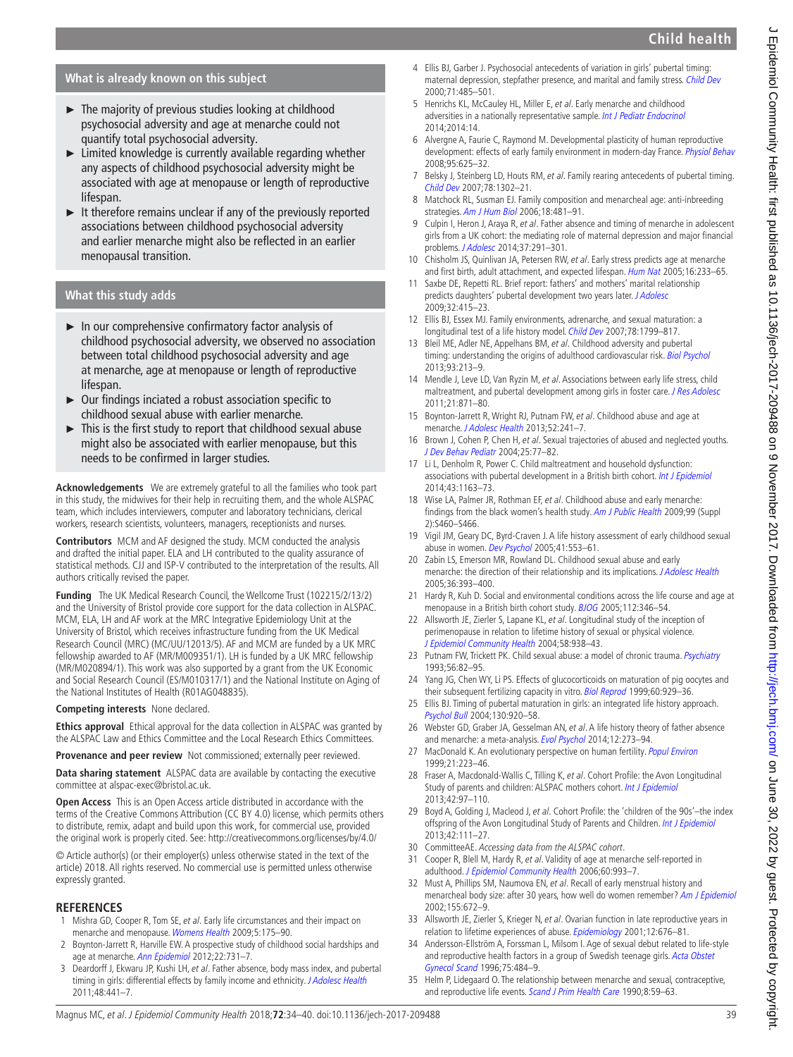## What is already known on this subject

- The majority of previous studies looking at childhood psychosocial adversity and age at menarche could not quantify total psychosocial adversity.
- Limited knowledge is currently available regarding whether any aspects of childhood psychosocial adversity might be associated with age at menopause or length of reproductive lifespan.
- It therefore remains unclear if any of the previously reported associations between childhood psychosocial adversity and earlier menarche might also be reflected in an earlier menopausal transition.

## What this study adds

- In our comprehensive confirmatory factor analysis of childhood psychosocial adversity, we observed no association between total childhood psychosocial adversity and age at menarche, age at menopause or length of reproductive lifespan.
- Our findings inciated a robust association specific to childhood sexual abuse with earlier menarche.
- This is the first study to report that childhood sexual abuse might also be associated with earlier menopause, but this needs to be confirmed in larger studies.

**Acknowledgements** We are extremely grateful to all the families who took part in this study, the midwives for their help in recruiting them, and the whole ALSPAC team, which includes interviewers, computer and laboratory technicians, clerical workers, research scientists, volunteers, managers, receptionists and nurses.

**Contributors** MCM and AF designed the study. MCM conducted the analysis and drafted the initial paper. ELA and LH contributed to the quality assurance of statistical methods. CJJ and ISP-V contributed to the interpretation of the results. All authors critically revised the paper.

**Funding** The UK Medical Research Council, the Wellcome Trust (102215/2/13/2) and the University of Bristol provide core support for the data collection in ALSPAC. MCM, ELA, LH and AF work at the MRC Integrative Epidemiology Unit at the University of Bristol, which receives infrastructure funding from the UK Medical Research Council (MRC) (MC/UU/12013/5). AF and MCM are funded by a UK MRC fellowship awarded to AF (MR/M009351/1). LH is funded by a UK MRC fellowship (MR/M020894/1). This work was also supported by a grant from the UK Economic and Social Research Council (ES/M010317/1) and the National Institute on Aging of the National Institutes of Health (R01AG048835).

**Competing interests** None declared.

**Ethics approval** Ethical approval for the data collection in ALSPAC was granted by the ALSPAC Law and Ethics Committee and the Local Research Ethics Committees.

**Provenance and peer review** Not commissioned; externally peer reviewed.

**Data sharing statement** ALSPAC data are available by contacting the executive committee at alspac-exec@bristol.ac.uk.

**Open Access** This is an Open Access article distributed in accordance with the terms of the Creative Commons Attribution (CC BY 4.0) license, which permits others to distribute, remix, adapt and build upon this work, for commercial use, provided the original work is properly cited. See: http://creativecommons.org/licenses/by/4.0/

© Article author(s) (or their employer(s) unless otherwise stated in the text of the article) 2018. All rights reserved. No commercial use is permitted unless otherwise expressly granted.

## REFERENCES

1. Mishra GD, Cooper R, Tom SE, *et al*. Early life circumstances and their impact on menarche and menopause. *Womens Health* 2009;5:175–90.
2. Boynton-Jarrett R, Harville EW. A prospective study of childhood social hardships and age at menarche. *Ann Epidemiol* 2012;22:731–7.
3. Deardorff J, Ekwaru JP, Kushi LH, *et al*. Father absence, body mass index, and pubertal timing in girls: differential effects by family income and ethnicity. *J Adolesc Health* 2011;48:441–7.
4. Ellis BJ, Garber J. Psychosocial antecedents of variation in girls' pubertal timing: maternal depression, stepfather presence, and marital and family stress. *Child Dev* 2000;71:485–501.
5. Henrichs KL, McCauley HL, Miller E, *et al*. Early menarche and childhood adversities in a nationally representative sample. *Int J Pediatr Endocrinol* 2014;2014:14.
6. Alvergne A, Faurie C, Raymond M. Developmental plasticity of human reproductive development: effects of early family environment in modern-day France. *Physiol Behav* 2008;95:625–32.
7. Belsky J, Steinberg LD, Houts RM, *et al*. Family rearing antecedents of pubertal timing. *Child Dev* 2007;78:1302–21.
8. Matchock RL, Susman EJ. Family composition and menarcheal age: anti-inbreeding strategies. *Am J Hum Biol* 2006;18:481–91.
9. Culpin I, Heron J, Araya R, *et al*. Father absence and timing of menarche in adolescent girls from a UK cohort: the mediating role of maternal depression and major financial problems. *J Adolesc* 2014;37:291–301.
10. Chisholm JS, Quinlivan JA, Petersen RW, *et al*. Early stress predicts age at menarche and first birth, adult attachment, and expected lifespan. *Hum Nat* 2005;16:233–65.
11. Saxbe DE, Repetti RL. Brief report: fathers' and mothers' marital relationship predicts daughters' pubertal development two years later. *J Adolesc* 2009;32:415–23.
12. Ellis BJ, Essex MJ. Family environments, adrenarche, and sexual maturation: a longitudinal test of a life history model. *Child Dev* 2007;78:1799–817.
13. Bleil ME, Adler NE, Appelhans BM, *et al*. Childhood adversity and pubertal timing: understanding the origins of adulthood cardiovascular risk. *Biol Psychol* 2013;93:213–9.
14. Mendle J, Leve LD, Van Ryzin M, *et al*. Associations between early life stress, child maltreatment, and pubertal development among girls in foster care. *J Res Adolesc* 2011;21:871–80.
15. Boynton-Jarrett R, Wright RJ, Putnam FW, *et al*. Childhood abuse and age at menarche. *J Adolesc Health* 2013;52:241–7.
16. Brown J, Cohen P, Chen H, *et al*. Sexual trajectories of abused and neglected youths. *J Dev Behav Pediatr* 2004;25:77–82.
17. Li L, Denholm R, Power C. Child maltreatment and household dysfunction: associations with pubertal development in a British birth cohort. *Int J Epidemiol* 2014;43:1163–73.
18. Wise LA, Palmer JR, Rothman EF, *et al*. Childhood abuse and early menarche: findings from the black women's health study. *Am J Public Health* 2009;99 (Suppl 2):S460–S466.
19. Vigil JM, Geary DC, Byrd-Craven J. A life history assessment of early childhood sexual abuse in women. *Dev Psychol* 2005;41:553–61.
20. Zabin LS, Emerson MR, Rowland DL. Childhood sexual abuse and early menarche: the direction of their relationship and its implications. *J Adolesc Health* 2005;36:393–400.
21. Hardy R, Kuh D. Social and environmental conditions across the life course and age at menopause in a British birth cohort study. *BJOG* 2005;112:346–54.
22. Allsworth JE, Zierler S, Lapane KL, *et al*. Longitudinal study of the inception of perimenopause in relation to lifetime history of sexual or physical violence. *J Epidemiol Community Health* 2004;58:938–43.
23. Putnam FW, Trickett PK. Child sexual abuse: a model of chronic trauma. *Psychiatry* 1993;56:82–95.
24. Yang JG, Chen WY, Li PS. Effects of glucocorticoids on maturation of pig oocytes and their subsequent fertilizing capacity in vitro. *Biol Reprod* 1999;60:929–36.
25. Ellis BJ. Timing of pubertal maturation in girls: an integrated life history approach. *Psychol Bull* 2004;130:920–58.
26. Webster GD, Graber JA, Gesselman AN, *et al*. A life history theory of father absence and menarche: a meta-analysis. *Evol Psychol* 2014;12:273–94.
27. MacDonald K. An evolutionary perspective on human fertility. *Popul Environ* 1999;21:223–46.
28. Fraser A, Macdonald-Wallis C, Tilling K, *et al*. Cohort Profile: the Avon Longitudinal Study of parents and children: ALSPAC mothers cohort. *Int J Epidemiol* 2013;42:97–110.
29. Boyd A, Golding J, Macleod J, *et al*. Cohort Profile: the 'children of the 90s'–the index offspring of the Avon Longitudinal Study of Parents and Children. *Int J Epidemiol* 2013;42:111–27.
30. CommitteeAE. *Accessing data from the ALSPAC cohort*.
31. Cooper R, Blell M, Hardy R, *et al*. Validity of age at menarche self-reported in adulthood. *J Epidemiol Community Health* 2006;60:993–7.
32. Must A, Phillips SM, Naumova EN, *et al*. Recall of early menstrual history and menarcheal body size: after 30 years, how well do women remember? *Am J Epidemiol* 2002;155:672–9.
33. Allsworth JE, Zierler S, Krieger N, *et al*. Ovarian function in late reproductive years in relation to lifetime experiences of abuse. *Epidemiology* 2001;12:676–81.
34. Andersson-Ellström A, Forssman L, Milsom I. Age of sexual debut related to life-style and reproductive health factors in a group of Swedish teenage girls. *Acta Obstet Gynecol Scand* 1996;75:484–9.
35. Helm P, Lidegaard O. The relationship between menarche and sexual, contraceptive, and reproductive life events. *Scand J Prim Health Care* 1990;8:59–63.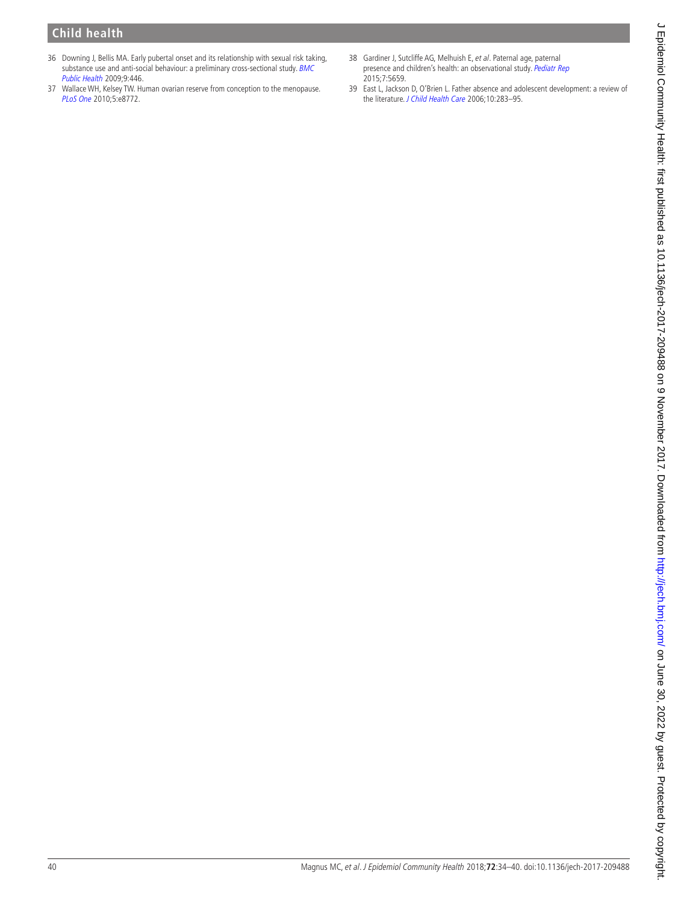36 Downing J, Bellis MA. Early pubertal onset and its relationship with sexual risk taking, substance use and anti-social behaviour: a preliminary cross-sectional study. *BMC Public Health* 2009;9:446.

37 Wallace WH, Kelsey TW. Human ovarian reserve from conception to the menopause. *PLoS One* 2010;5:e8772.

38 Gardiner J, Sutcliffe AG, Melhuish E, *et al*. Paternal age, paternal presence and children's health: an observational study. *Pediatr Rep* 2015;7:5659.

39 East L, Jackson D, O'Brien L. Father absence and adolescent development: a review of the literature. *J Child Health Care* 2006;10:283–95.